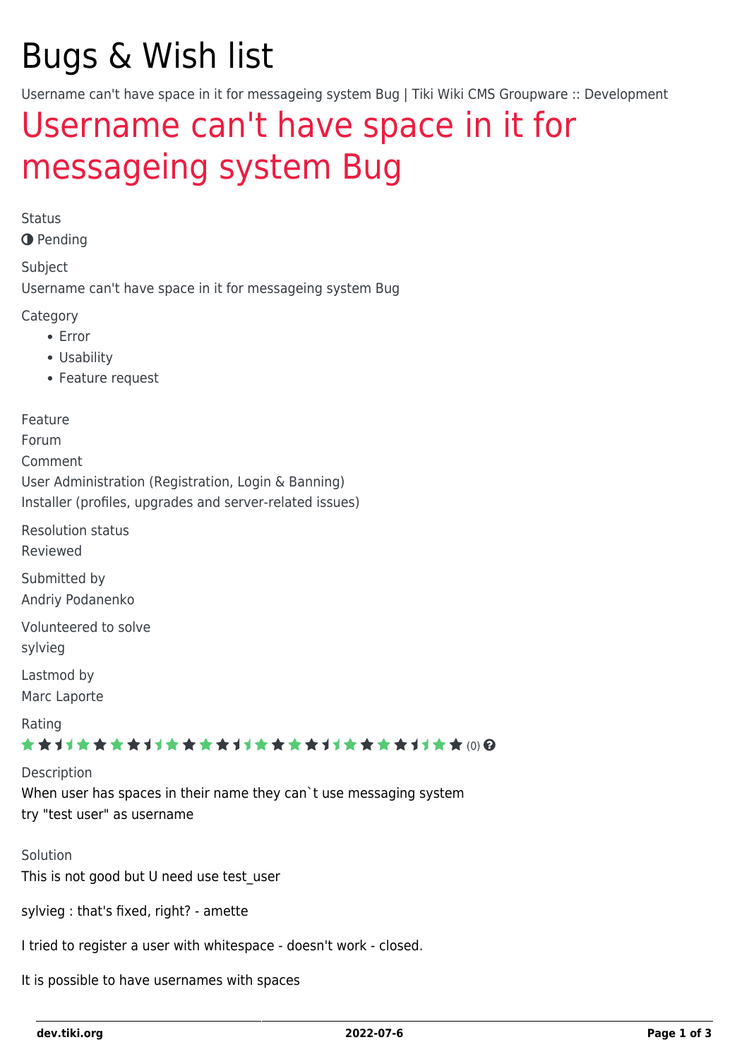# Bugs & Wish list

Username can't have space in it for messageing system Bug | Tiki Wiki CMS Groupware :: Development

## Username can't have space in it for messageing system Bug

Status

Pending

Subject

Username can't have space in it for messageing system Bug

Category

- Error
- Usability
- Feature request

Feature

Forum
Comment
User Administration (Registration, Login & Banning)
Installer (profiles, upgrades and server-related issues)

Resolution status

Reviewed

Submitted by

Andriy Podanenko

Volunteered to solve

sylvieg

Lastmod by

Marc Laporte

Rating

(0)

Description

When user has spaces in their name they can`t use messaging system
try "test user" as username

Solution

This is not good but U need use test_user

sylvieg : that's fixed, right? - amette

I tried to register a user with whitespace - doesn't work - closed.

It is possible to have usernames with spaces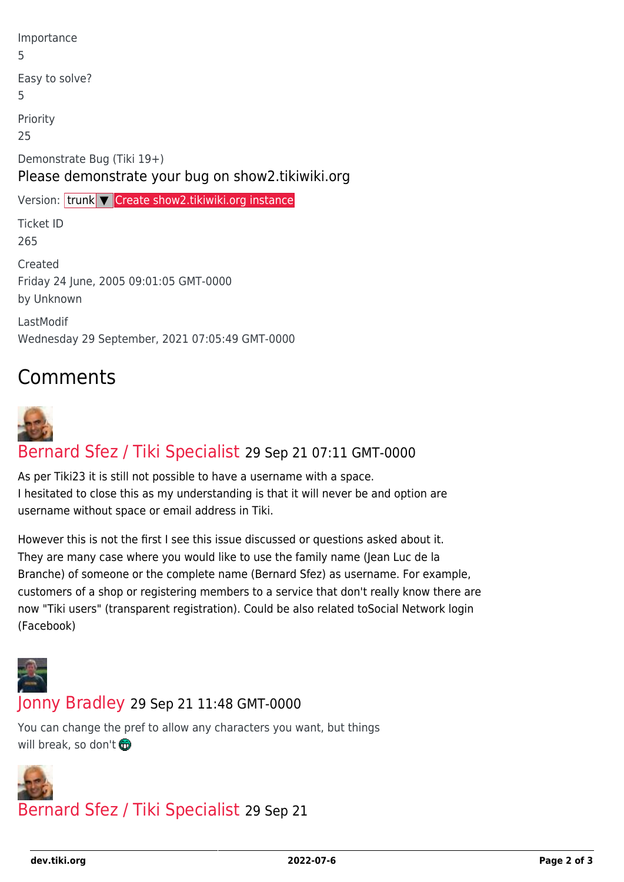Importance

5

Easy to solve?

5

Priority

25

Demonstrate Bug (Tiki 19+)

Please demonstrate your bug on show2.tikiwiki.org

Version: trunk ▼ Create show2.tikiwiki.org instance

Ticket ID

265

Created

Friday 24 June, 2005 09:01:05 GMT-0000

by Unknown

LastModif

Wednesday 29 September, 2021 07:05:49 GMT-0000

## Comments

Bernard Sfez / Tiki Specialist 29 Sep 21 07:11 GMT-0000

As per Tiki23 it is still not possible to have a username with a space.
I hesitated to close this as my understanding is that it will never be and option are username without space or email address in Tiki.

However this is not the first I see this issue discussed or questions asked about it.
They are many case where you would like to use the family name (Jean Luc de la Branche) of someone or the complete name (Bernard Sfez) as username. For example, customers of a shop or registering members to a service that don't really know there are now "Tiki users" (transparent registration). Could be also related toSocial Network login (Facebook)

Jonny Bradley 29 Sep 21 11:48 GMT-0000

You can change the pref to allow any characters you want, but things will break, so don't

Bernard Sfez / Tiki Specialist 29 Sep 21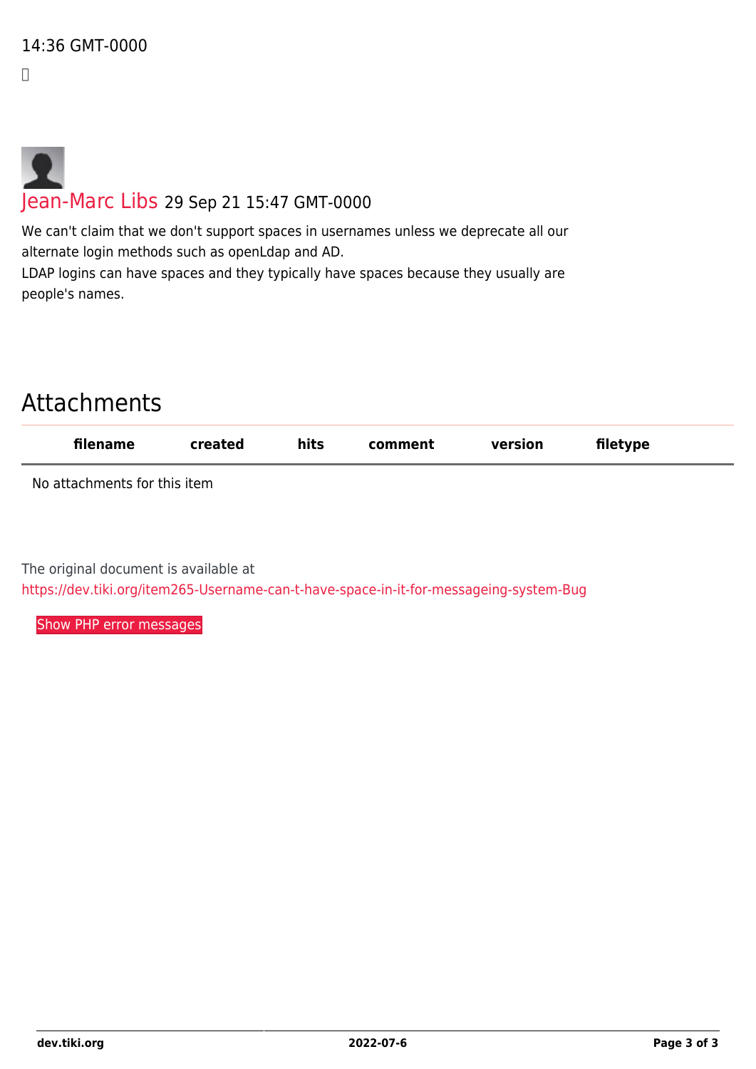14:36 GMT-0000

Jean-Marc Libs 29 Sep 21 15:47 GMT-0000

We can't claim that we don't support spaces in usernames unless we deprecate all our alternate login methods such as openLdap and AD.
LDAP logins can have spaces and they typically have spaces because they usually are people's names.

# Attachments

| filename | created | hits | comment | version | filetype |
|---|---|---|---|---|---|
| No attachments for this item | | | | | |

The original document is available at
https://dev.tiki.org/item265-Username-can-t-have-space-in-it-for-messageing-system-Bug

Show PHP error messages